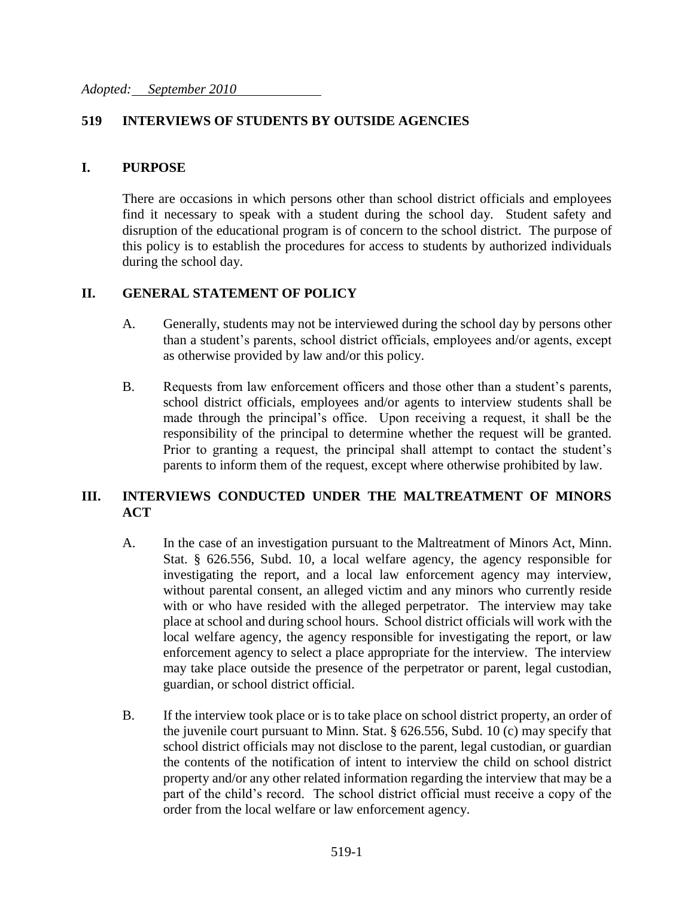*Adopted: September 2010*

# 519 INTERVIEWS OF STUDENTS BY OUTSIDE AGENCIES

## I. PURPOSE

There are occasions in which persons other than school district officials and employees find it necessary to speak with a student during the school day. Student safety and disruption of the educational program is of concern to the school district. The purpose of this policy is to establish the procedures for access to students by authorized individuals during the school day.

## II. GENERAL STATEMENT OF POLICY

A. Generally, students may not be interviewed during the school day by persons other than a student's parents, school district officials, employees and/or agents, except as otherwise provided by law and/or this policy.

B. Requests from law enforcement officers and those other than a student's parents, school district officials, employees and/or agents to interview students shall be made through the principal's office. Upon receiving a request, it shall be the responsibility of the principal to determine whether the request will be granted. Prior to granting a request, the principal shall attempt to contact the student's parents to inform them of the request, except where otherwise prohibited by law.

## III. INTERVIEWS CONDUCTED UNDER THE MALTREATMENT OF MINORS ACT

A. In the case of an investigation pursuant to the Maltreatment of Minors Act, Minn. Stat. § 626.556, Subd. 10, a local welfare agency, the agency responsible for investigating the report, and a local law enforcement agency may interview, without parental consent, an alleged victim and any minors who currently reside with or who have resided with the alleged perpetrator. The interview may take place at school and during school hours. School district officials will work with the local welfare agency, the agency responsible for investigating the report, or law enforcement agency to select a place appropriate for the interview. The interview may take place outside the presence of the perpetrator or parent, legal custodian, guardian, or school district official.

B. If the interview took place or is to take place on school district property, an order of the juvenile court pursuant to Minn. Stat. § 626.556, Subd. 10 (c) may specify that school district officials may not disclose to the parent, legal custodian, or guardian the contents of the notification of intent to interview the child on school district property and/or any other related information regarding the interview that may be a part of the child's record. The school district official must receive a copy of the order from the local welfare or law enforcement agency.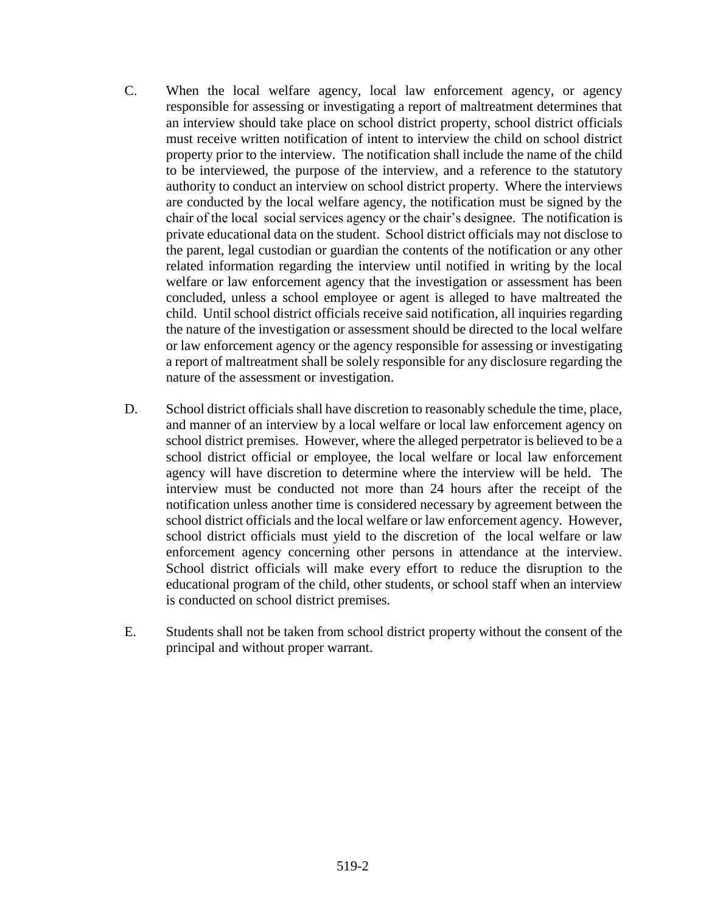C. When the local welfare agency, local law enforcement agency, or agency responsible for assessing or investigating a report of maltreatment determines that an interview should take place on school district property, school district officials must receive written notification of intent to interview the child on school district property prior to the interview. The notification shall include the name of the child to be interviewed, the purpose of the interview, and a reference to the statutory authority to conduct an interview on school district property. Where the interviews are conducted by the local welfare agency, the notification must be signed by the chair of the local social services agency or the chair's designee. The notification is private educational data on the student. School district officials may not disclose to the parent, legal custodian or guardian the contents of the notification or any other related information regarding the interview until notified in writing by the local welfare or law enforcement agency that the investigation or assessment has been concluded, unless a school employee or agent is alleged to have maltreated the child. Until school district officials receive said notification, all inquiries regarding the nature of the investigation or assessment should be directed to the local welfare or law enforcement agency or the agency responsible for assessing or investigating a report of maltreatment shall be solely responsible for any disclosure regarding the nature of the assessment or investigation.

D. School district officials shall have discretion to reasonably schedule the time, place, and manner of an interview by a local welfare or local law enforcement agency on school district premises. However, where the alleged perpetrator is believed to be a school district official or employee, the local welfare or local law enforcement agency will have discretion to determine where the interview will be held. The interview must be conducted not more than 24 hours after the receipt of the notification unless another time is considered necessary by agreement between the school district officials and the local welfare or law enforcement agency. However, school district officials must yield to the discretion of the local welfare or law enforcement agency concerning other persons in attendance at the interview. School district officials will make every effort to reduce the disruption to the educational program of the child, other students, or school staff when an interview is conducted on school district premises.

E. Students shall not be taken from school district property without the consent of the principal and without proper warrant.